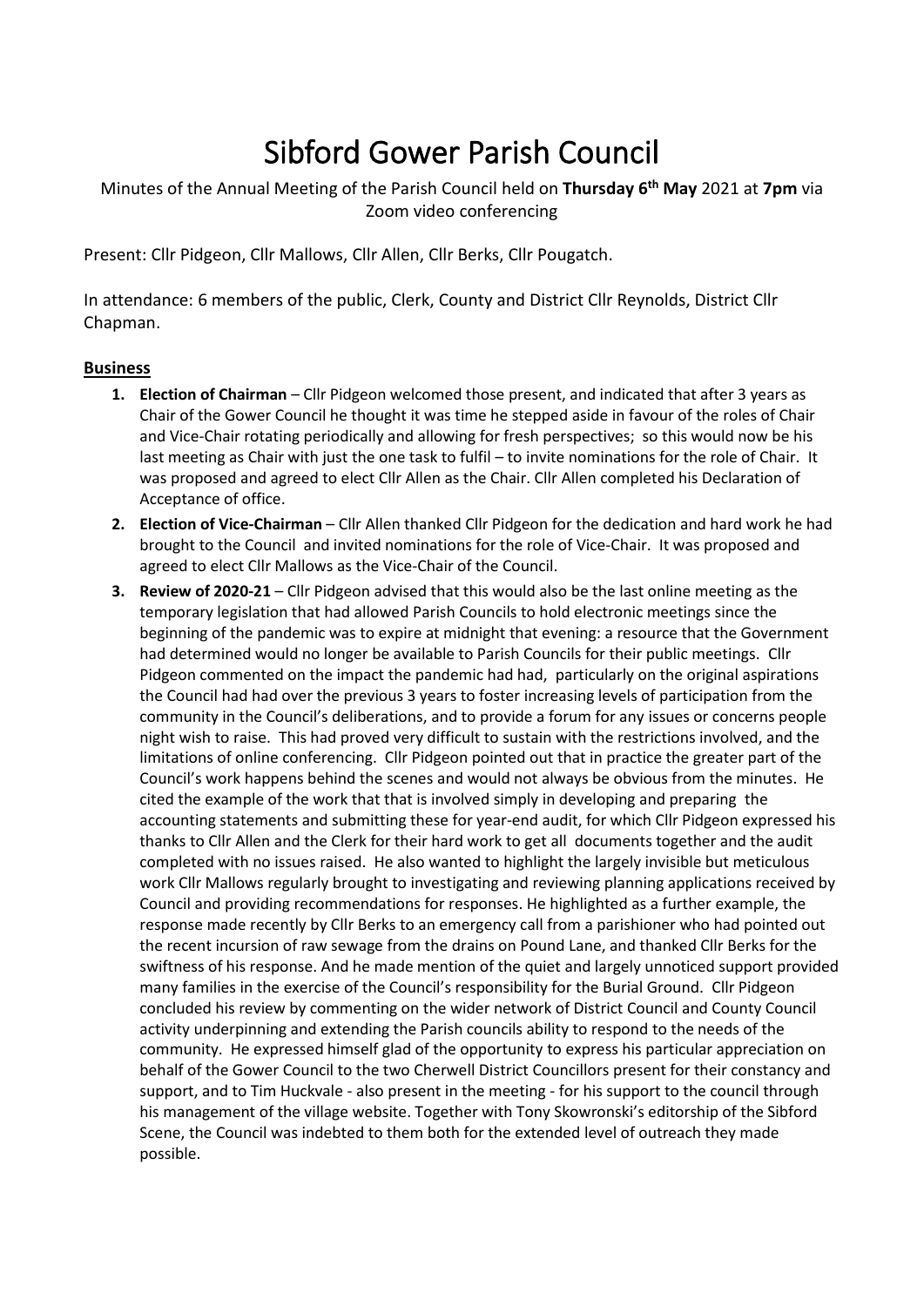# Sibford Gower Parish Council

Minutes of the Annual Meeting of the Parish Council held on **Thursday 6th May** 2021 at **7pm** via Zoom video conferencing

Present: Cllr Pidgeon, Cllr Mallows, Cllr Allen, Cllr Berks, Cllr Pougatch.

In attendance: 6 members of the public, Clerk, County and District Cllr Reynolds, District Cllr Chapman.

## Business

1. **Election of Chairman** – Cllr Pidgeon welcomed those present, and indicated that after 3 years as Chair of the Gower Council he thought it was time he stepped aside in favour of the roles of Chair and Vice-Chair rotating periodically and allowing for fresh perspectives; so this would now be his last meeting as Chair with just the one task to fulfil – to invite nominations for the role of Chair. It was proposed and agreed to elect Cllr Allen as the Chair. Cllr Allen completed his Declaration of Acceptance of office.
2. **Election of Vice-Chairman** – Cllr Allen thanked Cllr Pidgeon for the dedication and hard work he had brought to the Council and invited nominations for the role of Vice-Chair. It was proposed and agreed to elect Cllr Mallows as the Vice-Chair of the Council.
3. **Review of 2020-21** – Cllr Pidgeon advised that this would also be the last online meeting as the temporary legislation that had allowed Parish Councils to hold electronic meetings since the beginning of the pandemic was to expire at midnight that evening: a resource that the Government had determined would no longer be available to Parish Councils for their public meetings. Cllr Pidgeon commented on the impact the pandemic had had, particularly on the original aspirations the Council had had over the previous 3 years to foster increasing levels of participation from the community in the Council's deliberations, and to provide a forum for any issues or concerns people night wish to raise. This had proved very difficult to sustain with the restrictions involved, and the limitations of online conferencing. Cllr Pidgeon pointed out that in practice the greater part of the Council's work happens behind the scenes and would not always be obvious from the minutes. He cited the example of the work that that is involved simply in developing and preparing the accounting statements and submitting these for year-end audit, for which Cllr Pidgeon expressed his thanks to Cllr Allen and the Clerk for their hard work to get all documents together and the audit completed with no issues raised. He also wanted to highlight the largely invisible but meticulous work Cllr Mallows regularly brought to investigating and reviewing planning applications received by Council and providing recommendations for responses. He highlighted as a further example, the response made recently by Cllr Berks to an emergency call from a parishioner who had pointed out the recent incursion of raw sewage from the drains on Pound Lane, and thanked Cllr Berks for the swiftness of his response. And he made mention of the quiet and largely unnoticed support provided many families in the exercise of the Council's responsibility for the Burial Ground. Cllr Pidgeon concluded his review by commenting on the wider network of District Council and County Council activity underpinning and extending the Parish councils ability to respond to the needs of the community. He expressed himself glad of the opportunity to express his particular appreciation on behalf of the Gower Council to the two Cherwell District Councillors present for their constancy and support, and to Tim Huckvale - also present in the meeting - for his support to the council through his management of the village website. Together with Tony Skowronski's editorship of the Sibford Scene, the Council was indebted to them both for the extended level of outreach they made possible.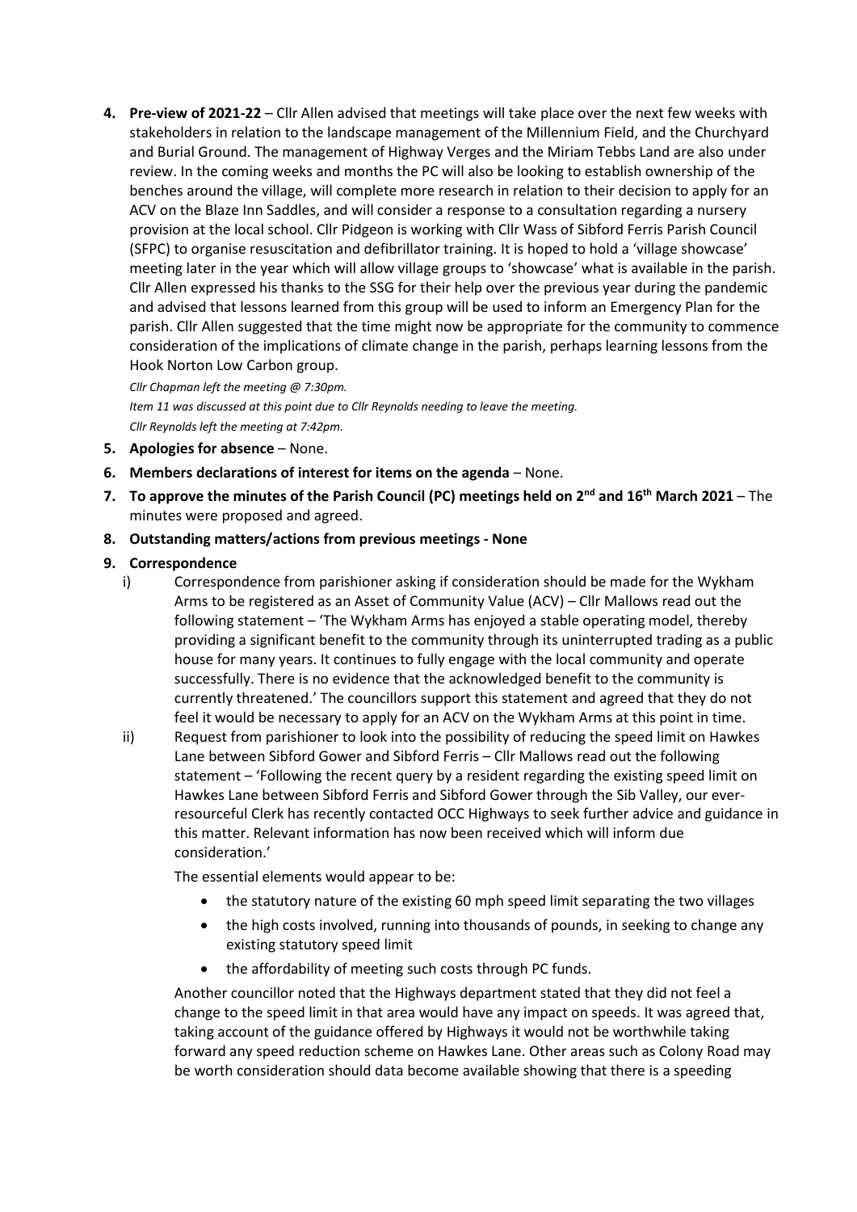4. **Pre-view of 2021-22** – Cllr Allen advised that meetings will take place over the next few weeks with stakeholders in relation to the landscape management of the Millennium Field, and the Churchyard and Burial Ground. The management of Highway Verges and the Miriam Tebbs Land are also under review. In the coming weeks and months the PC will also be looking to establish ownership of the benches around the village, will complete more research in relation to their decision to apply for an ACV on the Blaze Inn Saddles, and will consider a response to a consultation regarding a nursery provision at the local school. Cllr Pidgeon is working with Cllr Wass of Sibford Ferris Parish Council (SFPC) to organise resuscitation and defibrillator training. It is hoped to hold a 'village showcase' meeting later in the year which will allow village groups to 'showcase' what is available in the parish. Cllr Allen expressed his thanks to the SSG for their help over the previous year during the pandemic and advised that lessons learned from this group will be used to inform an Emergency Plan for the parish. Cllr Allen suggested that the time might now be appropriate for the community to commence consideration of the implications of climate change in the parish, perhaps learning lessons from the Hook Norton Low Carbon group.

   *Cllr Chapman left the meeting @ 7:30pm.*
   *Item 11 was discussed at this point due to Cllr Reynolds needing to leave the meeting.*
   *Cllr Reynolds left the meeting at 7:42pm.*

5. **Apologies for absence** – None.
6. **Members declarations of interest for items on the agenda** – None.
7. **To approve the minutes of the Parish Council (PC) meetings held on 2nd and 16th March 2021** – The minutes were proposed and agreed.
8. **Outstanding matters/actions from previous meetings - None**
9. **Correspondence**
   i) Correspondence from parishioner asking if consideration should be made for the Wykham Arms to be registered as an Asset of Community Value (ACV) – Cllr Mallows read out the following statement – 'The Wykham Arms has enjoyed a stable operating model, thereby providing a significant benefit to the community through its uninterrupted trading as a public house for many years. It continues to fully engage with the local community and operate successfully. There is no evidence that the acknowledged benefit to the community is currently threatened.' The councillors support this statement and agreed that they do not feel it would be necessary to apply for an ACV on the Wykham Arms at this point in time.
   ii) Request from parishioner to look into the possibility of reducing the speed limit on Hawkes Lane between Sibford Gower and Sibford Ferris – Cllr Mallows read out the following statement – 'Following the recent query by a resident regarding the existing speed limit on Hawkes Lane between Sibford Ferris and Sibford Gower through the Sib Valley, our ever-resourceful Clerk has recently contacted OCC Highways to seek further advice and guidance in this matter. Relevant information has now been received which will inform due consideration.'

   The essential elements would appear to be:

   - the statutory nature of the existing 60 mph speed limit separating the two villages
   - the high costs involved, running into thousands of pounds, in seeking to change any existing statutory speed limit
   - the affordability of meeting such costs through PC funds.

   Another councillor noted that the Highways department stated that they did not feel a change to the speed limit in that area would have any impact on speeds. It was agreed that, taking account of the guidance offered by Highways it would not be worthwhile taking forward any speed reduction scheme on Hawkes Lane. Other areas such as Colony Road may be worth consideration should data become available showing that there is a speeding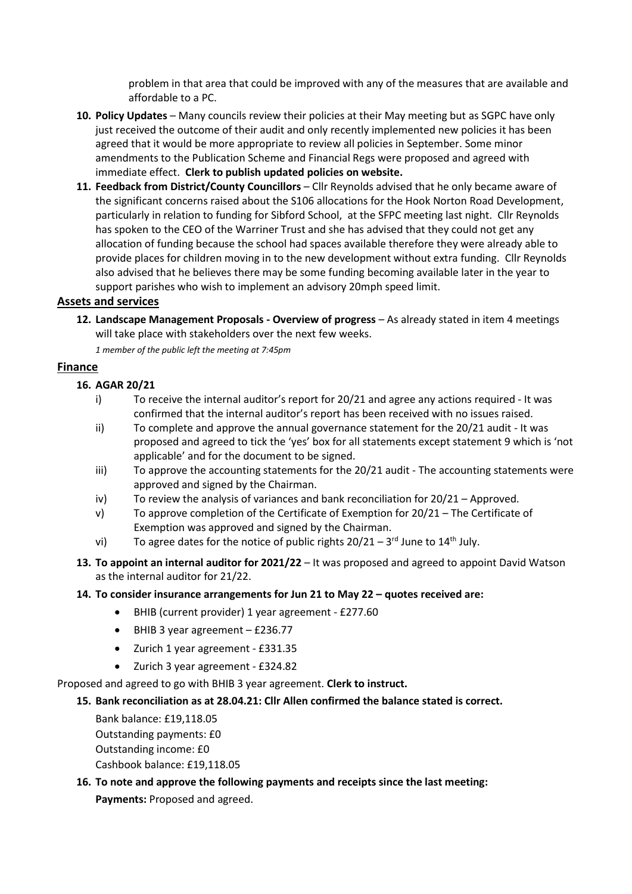problem in that area that could be improved with any of the measures that are available and affordable to a PC.

10. **Policy Updates** – Many councils review their policies at their May meeting but as SGPC have only just received the outcome of their audit and only recently implemented new policies it has been agreed that it would be more appropriate to review all policies in September. Some minor amendments to the Publication Scheme and Financial Regs were proposed and agreed with immediate effect. **Clerk to publish updated policies on website.**
11. **Feedback from District/County Councillors** – Cllr Reynolds advised that he only became aware of the significant concerns raised about the S106 allocations for the Hook Norton Road Development, particularly in relation to funding for Sibford School, at the SFPC meeting last night. Cllr Reynolds has spoken to the CEO of the Warriner Trust and she has advised that they could not get any allocation of funding because the school had spaces available therefore they were already able to provide places for children moving in to the new development without extra funding. Cllr Reynolds also advised that he believes there may be some funding becoming available later in the year to support parishes who wish to implement an advisory 20mph speed limit.

## Assets and services

12. **Landscape Management Proposals - Overview of progress** – As already stated in item 4 meetings will take place with stakeholders over the next few weeks.

*1 member of the public left the meeting at 7:45pm*

## Finance

16. **AGAR 20/21**
    - i) To receive the internal auditor's report for 20/21 and agree any actions required - It was confirmed that the internal auditor's report has been received with no issues raised.
    - ii) To complete and approve the annual governance statement for the 20/21 audit - It was proposed and agreed to tick the 'yes' box for all statements except statement 9 which is 'not applicable' and for the document to be signed.
    - iii) To approve the accounting statements for the 20/21 audit - The accounting statements were approved and signed by the Chairman.
    - iv) To review the analysis of variances and bank reconciliation for 20/21 – Approved.
    - v) To approve completion of the Certificate of Exemption for 20/21 – The Certificate of Exemption was approved and signed by the Chairman.
    - vi) To agree dates for the notice of public rights 20/21 – 3rd June to 14th July.
13. **To appoint an internal auditor for 2021/22** – It was proposed and agreed to appoint David Watson as the internal auditor for 21/22.
14. **To consider insurance arrangements for Jun 21 to May 22 – quotes received are:**
    - BHIB (current provider) 1 year agreement - £277.60
    - BHIB 3 year agreement – £236.77
    - Zurich 1 year agreement - £331.35
    - Zurich 3 year agreement - £324.82

Proposed and agreed to go with BHIB 3 year agreement. **Clerk to instruct.**

15. **Bank reconciliation as at 28.04.21: Cllr Allen confirmed the balance stated is correct.**

    Bank balance: £19,118.05
    Outstanding payments: £0
    Outstanding income: £0
    Cashbook balance: £19,118.05

16. **To note and approve the following payments and receipts since the last meeting:**

    **Payments:** Proposed and agreed.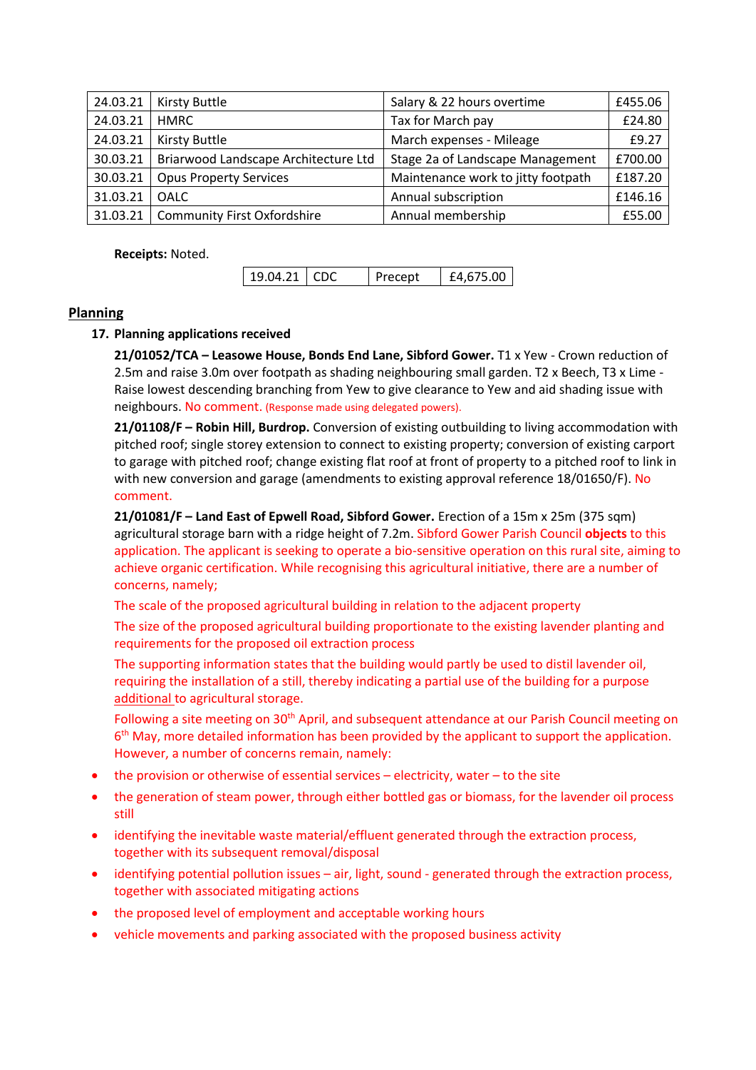| 24.03.21 | Kirsty Buttle | Salary & 22 hours overtime | £455.06 |
|---|---|---|---|
| 24.03.21 | HMRC | Tax for March pay | £24.80 |
| 24.03.21 | Kirsty Buttle | March expenses - Mileage | £9.27 |
| 30.03.21 | Briarwood Landscape Architecture Ltd | Stage 2a of Landscape Management | £700.00 |
| 30.03.21 | Opus Property Services | Maintenance work to jitty footpath | £187.20 |
| 31.03.21 | OALC | Annual subscription | £146.16 |
| 31.03.21 | Community First Oxfordshire | Annual membership | £55.00 |

**Receipts:** Noted.

| 19.04.21 | CDC | Precept | £4,675.00 |
|---|---|---|---|

## Planning

**17. Planning applications received**

**21/01052/TCA – Leasowe House, Bonds End Lane, Sibford Gower.** T1 x Yew - Crown reduction of 2.5m and raise 3.0m over footpath as shading neighbouring small garden. T2 x Beech, T3 x Lime - Raise lowest descending branching from Yew to give clearance to Yew and aid shading issue with neighbours. No comment. (Response made using delegated powers).

**21/01108/F – Robin Hill, Burdrop.** Conversion of existing outbuilding to living accommodation with pitched roof; single storey extension to connect to existing property; conversion of existing carport to garage with pitched roof; change existing flat roof at front of property to a pitched roof to link in with new conversion and garage (amendments to existing approval reference 18/01650/F). No comment.

**21/01081/F – Land East of Epwell Road, Sibford Gower.** Erection of a 15m x 25m (375 sqm) agricultural storage barn with a ridge height of 7.2m. Sibford Gower Parish Council **objects** to this application. The applicant is seeking to operate a bio-sensitive operation on this rural site, aiming to achieve organic certification. While recognising this agricultural initiative, there are a number of concerns, namely;

The scale of the proposed agricultural building in relation to the adjacent property

The size of the proposed agricultural building proportionate to the existing lavender planting and requirements for the proposed oil extraction process

The supporting information states that the building would partly be used to distil lavender oil, requiring the installation of a still, thereby indicating a partial use of the building for a purpose additional to agricultural storage.

Following a site meeting on 30th April, and subsequent attendance at our Parish Council meeting on 6th May, more detailed information has been provided by the applicant to support the application. However, a number of concerns remain, namely:

- the provision or otherwise of essential services – electricity, water – to the site
- the generation of steam power, through either bottled gas or biomass, for the lavender oil process still
- identifying the inevitable waste material/effluent generated through the extraction process, together with its subsequent removal/disposal
- identifying potential pollution issues – air, light, sound - generated through the extraction process, together with associated mitigating actions
- the proposed level of employment and acceptable working hours
- vehicle movements and parking associated with the proposed business activity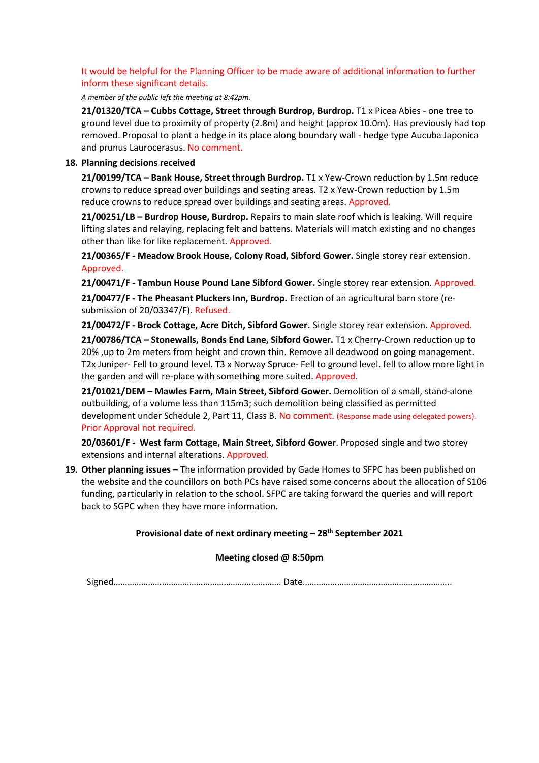It would be helpful for the Planning Officer to be made aware of additional information to further inform these significant details.

*A member of the public left the meeting at 8:42pm.*

**21/01320/TCA – Cubbs Cottage, Street through Burdrop, Burdrop.** T1 x Picea Abies - one tree to ground level due to proximity of property (2.8m) and height (approx 10.0m). Has previously had top removed. Proposal to plant a hedge in its place along boundary wall - hedge type Aucuba Japonica and prunus Laurocerasus. No comment.

**18. Planning decisions received**

**21/00199/TCA – Bank House, Street through Burdrop.** T1 x Yew-Crown reduction by 1.5m reduce crowns to reduce spread over buildings and seating areas. T2 x Yew-Crown reduction by 1.5m reduce crowns to reduce spread over buildings and seating areas. Approved.

**21/00251/LB – Burdrop House, Burdrop.** Repairs to main slate roof which is leaking. Will require lifting slates and relaying, replacing felt and battens. Materials will match existing and no changes other than like for like replacement. Approved.

**21/00365/F - Meadow Brook House, Colony Road, Sibford Gower.** Single storey rear extension. Approved.

**21/00471/F - Tambun House Pound Lane Sibford Gower.** Single storey rear extension. Approved.

**21/00477/F - The Pheasant Pluckers Inn, Burdrop.** Erection of an agricultural barn store (re-submission of 20/03347/F). Refused.

**21/00472/F - Brock Cottage, Acre Ditch, Sibford Gower.** Single storey rear extension. Approved.

**21/00786/TCA – Stonewalls, Bonds End Lane, Sibford Gower.** T1 x Cherry-Crown reduction up to 20% ,up to 2m meters from height and crown thin. Remove all deadwood on going management. T2x Juniper- Fell to ground level. T3 x Norway Spruce- Fell to ground level. fell to allow more light in the garden and will re-place with something more suited. Approved.

**21/01021/DEM – Mawles Farm, Main Street, Sibford Gower.** Demolition of a small, stand-alone outbuilding, of a volume less than 115m3; such demolition being classified as permitted development under Schedule 2, Part 11, Class B. No comment. (Response made using delegated powers). Prior Approval not required.

**20/03601/F - West farm Cottage, Main Street, Sibford Gower**. Proposed single and two storey extensions and internal alterations. Approved.

**19. Other planning issues** – The information provided by Gade Homes to SFPC has been published on the website and the councillors on both PCs have raised some concerns about the allocation of S106 funding, particularly in relation to the school. SFPC are taking forward the queries and will report back to SGPC when they have more information.

**Provisional date of next ordinary meeting – 28th September 2021**

**Meeting closed @ 8:50pm**

Signed……………………………………………………………… Date………………………………………………………..